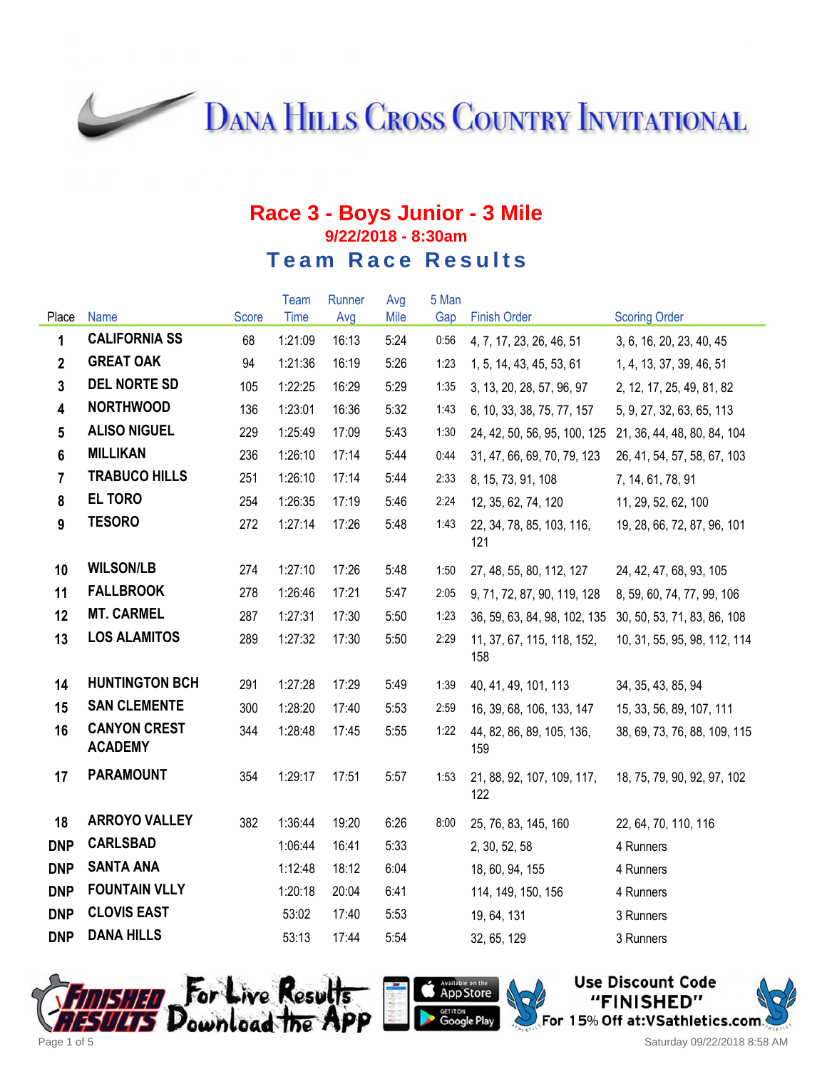# Dana Hills Cross Country Invitational

## Race 3 - Boys Junior - 3 Mile

**9/22/2018 - 8:30am**

### Team Race Results

| Place | Name | Score | Team Time | Runner Avg | Avg Mile | 5 Man Gap | Finish Order | Scoring Order |
|---|---|---|---|---|---|---|---|---|
| 1 | CALIFORNIA SS | 68 | 1:21:09 | 16:13 | 5:24 | 0:56 | 4, 7, 17, 23, 26, 46, 51 | 3, 6, 16, 20, 23, 40, 45 |
| 2 | GREAT OAK | 94 | 1:21:36 | 16:19 | 5:26 | 1:23 | 1, 5, 14, 43, 45, 53, 61 | 1, 4, 13, 37, 39, 46, 51 |
| 3 | DEL NORTE SD | 105 | 1:22:25 | 16:29 | 5:29 | 1:35 | 3, 13, 20, 28, 57, 96, 97 | 2, 12, 17, 25, 49, 81, 82 |
| 4 | NORTHWOOD | 136 | 1:23:01 | 16:36 | 5:32 | 1:43 | 6, 10, 33, 38, 75, 77, 157 | 5, 9, 27, 32, 63, 65, 113 |
| 5 | ALISO NIGUEL | 229 | 1:25:49 | 17:09 | 5:43 | 1:30 | 24, 42, 50, 56, 95, 100, 125 | 21, 36, 44, 48, 80, 84, 104 |
| 6 | MILLIKAN | 236 | 1:26:10 | 17:14 | 5:44 | 0:44 | 31, 47, 66, 69, 70, 79, 123 | 26, 41, 54, 57, 58, 67, 103 |
| 7 | TRABUCO HILLS | 251 | 1:26:10 | 17:14 | 5:44 | 2:33 | 8, 15, 73, 91, 108 | 7, 14, 61, 78, 91 |
| 8 | EL TORO | 254 | 1:26:35 | 17:19 | 5:46 | 2:24 | 12, 35, 62, 74, 120 | 11, 29, 52, 62, 100 |
| 9 | TESORO | 272 | 1:27:14 | 17:26 | 5:48 | 1:43 | 22, 34, 78, 85, 103, 116, 121 | 19, 28, 66, 72, 87, 96, 101 |
| 10 | WILSON/LB | 274 | 1:27:10 | 17:26 | 5:48 | 1:50 | 27, 48, 55, 80, 112, 127 | 24, 42, 47, 68, 93, 105 |
| 11 | FALLBROOK | 278 | 1:26:46 | 17:21 | 5:47 | 2:05 | 9, 71, 72, 87, 90, 119, 128 | 8, 59, 60, 74, 77, 99, 106 |
| 12 | MT. CARMEL | 287 | 1:27:31 | 17:30 | 5:50 | 1:23 | 36, 59, 63, 84, 98, 102, 135 | 30, 50, 53, 71, 83, 86, 108 |
| 13 | LOS ALAMITOS | 289 | 1:27:32 | 17:30 | 5:50 | 2:29 | 11, 37, 67, 115, 118, 152, 158 | 10, 31, 55, 95, 98, 112, 114 |
| 14 | HUNTINGTON BCH | 291 | 1:27:28 | 17:29 | 5:49 | 1:39 | 40, 41, 49, 101, 113 | 34, 35, 43, 85, 94 |
| 15 | SAN CLEMENTE | 300 | 1:28:20 | 17:40 | 5:53 | 2:59 | 16, 39, 68, 106, 133, 147 | 15, 33, 56, 89, 107, 111 |
| 16 | CANYON CREST ACADEMY | 344 | 1:28:48 | 17:45 | 5:55 | 1:22 | 44, 82, 86, 89, 105, 136, 159 | 38, 69, 73, 76, 88, 109, 115 |
| 17 | PARAMOUNT | 354 | 1:29:17 | 17:51 | 5:57 | 1:53 | 21, 88, 92, 107, 109, 117, 122 | 18, 75, 79, 90, 92, 97, 102 |
| 18 | ARROYO VALLEY | 382 | 1:36:44 | 19:20 | 6:26 | 8:00 | 25, 76, 83, 145, 160 | 22, 64, 70, 110, 116 |
| DNP | CARLSBAD | | 1:06:44 | 16:41 | 5:33 | | 2, 30, 52, 58 | 4 Runners |
| DNP | SANTA ANA | | 1:12:48 | 18:12 | 6:04 | | 18, 60, 94, 155 | 4 Runners |
| DNP | FOUNTAIN VLLY | | 1:20:18 | 20:04 | 6:41 | | 114, 149, 150, 156 | 4 Runners |
| DNP | CLOVIS EAST | | 53:02 | 17:40 | 5:53 | | 19, 64, 131 | 3 Runners |
| DNP | DANA HILLS | | 53:13 | 17:44 | 5:54 | | 32, 65, 129 | 3 Runners |

Finished Results — For Live Results Download the App

Use Discount Code "FINISHED" For 15% Off at:VSathletics.com

Saturday 09/22/2018 8:58 AM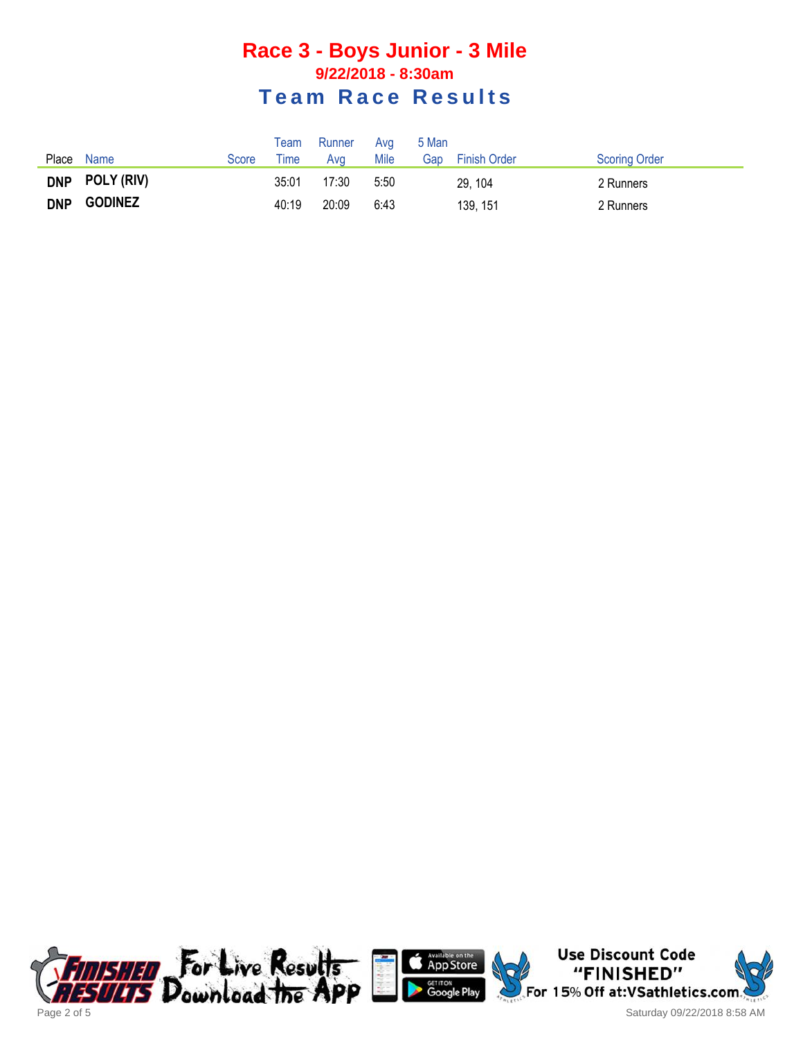# Race 3 - Boys Junior - 3 Mile

## 9/22/2018 - 8:30am

## Team Race Results

| Place | Name | Score | Team Time | Runner Avg | Avg Mile | 5 Man Gap | Finish Order | Scoring Order |
|---|---|---|---|---|---|---|---|---|
| **DNP** | **POLY (RIV)** | | 35:01 | 17:30 | 5:50 | | 29, 104 | 2 Runners |
| **DNP** | **GODINEZ** | | 40:19 | 20:09 | 6:43 | | 139, 151 | 2 Runners |

For Live Results Download the APP

Use Discount Code "FINISHED" For 15% Off at:VSathletics.com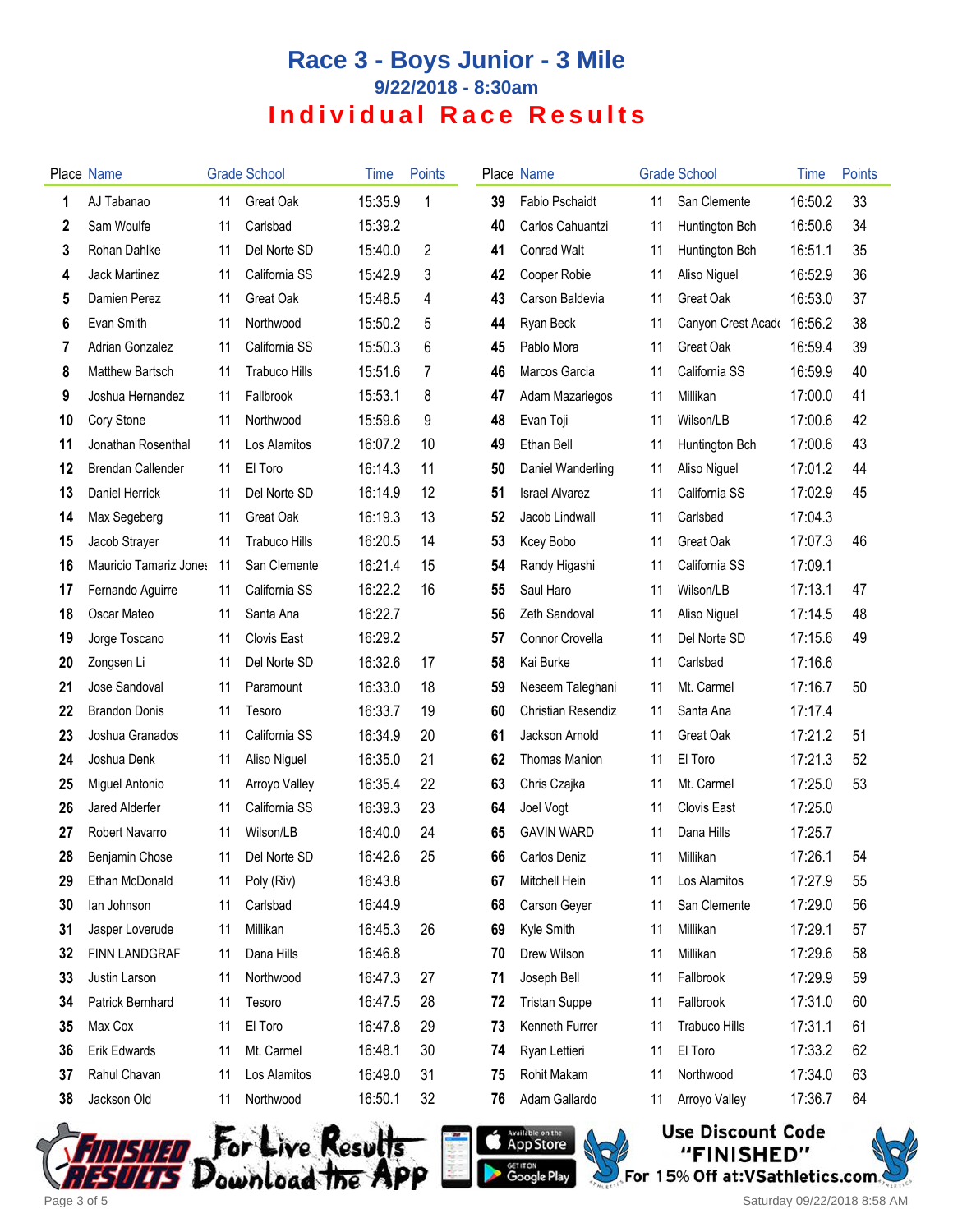# Race 3 - Boys Junior - 3 Mile

### 9/22/2018 - 8:30am

## Individual Race Results

| Place | Name | Grade | School | Time | Points |
|---|---|---|---|---|---|
| 1 | AJ Tabanao | 11 | Great Oak | 15:35.9 | 1 |
| 2 | Sam Woulfe | 11 | Carlsbad | 15:39.2 | |
| 3 | Rohan Dahlke | 11 | Del Norte SD | 15:40.0 | 2 |
| 4 | Jack Martinez | 11 | California SS | 15:42.9 | 3 |
| 5 | Damien Perez | 11 | Great Oak | 15:48.5 | 4 |
| 6 | Evan Smith | 11 | Northwood | 15:50.2 | 5 |
| 7 | Adrian Gonzalez | 11 | California SS | 15:50.3 | 6 |
| 8 | Matthew Bartsch | 11 | Trabuco Hills | 15:51.6 | 7 |
| 9 | Joshua Hernandez | 11 | Fallbrook | 15:53.1 | 8 |
| 10 | Cory Stone | 11 | Northwood | 15:59.6 | 9 |
| 11 | Jonathan Rosenthal | 11 | Los Alamitos | 16:07.2 | 10 |
| 12 | Brendan Callender | 11 | El Toro | 16:14.3 | 11 |
| 13 | Daniel Herrick | 11 | Del Norte SD | 16:14.9 | 12 |
| 14 | Max Segeberg | 11 | Great Oak | 16:19.3 | 13 |
| 15 | Jacob Strayer | 11 | Trabuco Hills | 16:20.5 | 14 |
| 16 | Mauricio Tamariz Jones | 11 | San Clemente | 16:21.4 | 15 |
| 17 | Fernando Aguirre | 11 | California SS | 16:22.2 | 16 |
| 18 | Oscar Mateo | 11 | Santa Ana | 16:22.7 | |
| 19 | Jorge Toscano | 11 | Clovis East | 16:29.2 | |
| 20 | Zongsen Li | 11 | Del Norte SD | 16:32.6 | 17 |
| 21 | Jose Sandoval | 11 | Paramount | 16:33.0 | 18 |
| 22 | Brandon Donis | 11 | Tesoro | 16:33.7 | 19 |
| 23 | Joshua Granados | 11 | California SS | 16:34.9 | 20 |
| 24 | Joshua Denk | 11 | Aliso Niguel | 16:35.0 | 21 |
| 25 | Miguel Antonio | 11 | Arroyo Valley | 16:35.4 | 22 |
| 26 | Jared Alderfer | 11 | California SS | 16:39.3 | 23 |
| 27 | Robert Navarro | 11 | Wilson/LB | 16:40.0 | 24 |
| 28 | Benjamin Chose | 11 | Del Norte SD | 16:42.6 | 25 |
| 29 | Ethan McDonald | 11 | Poly (Riv) | 16:43.8 | |
| 30 | Ian Johnson | 11 | Carlsbad | 16:44.9 | |
| 31 | Jasper Loverude | 11 | Millikan | 16:45.3 | 26 |
| 32 | FINN LANDGRAF | 11 | Dana Hills | 16:46.8 | |
| 33 | Justin Larson | 11 | Northwood | 16:47.3 | 27 |
| 34 | Patrick Bernhard | 11 | Tesoro | 16:47.5 | 28 |
| 35 | Max Cox | 11 | El Toro | 16:47.8 | 29 |
| 36 | Erik Edwards | 11 | Mt. Carmel | 16:48.1 | 30 |
| 37 | Rahul Chavan | 11 | Los Alamitos | 16:49.0 | 31 |
| 38 | Jackson Old | 11 | Northwood | 16:50.1 | 32 |
| 39 | Fabio Pschaidt | 11 | San Clemente | 16:50.2 | 33 |
| 40 | Carlos Cahuantzi | 11 | Huntington Bch | 16:50.6 | 34 |
| 41 | Conrad Walt | 11 | Huntington Bch | 16:51.1 | 35 |
| 42 | Cooper Robie | 11 | Aliso Niguel | 16:52.9 | 36 |
| 43 | Carson Baldevia | 11 | Great Oak | 16:53.0 | 37 |
| 44 | Ryan Beck | 11 | Canyon Crest Acade | 16:56.2 | 38 |
| 45 | Pablo Mora | 11 | Great Oak | 16:59.4 | 39 |
| 46 | Marcos Garcia | 11 | California SS | 16:59.9 | 40 |
| 47 | Adam Mazariegos | 11 | Millikan | 17:00.0 | 41 |
| 48 | Evan Toji | 11 | Wilson/LB | 17:00.6 | 42 |
| 49 | Ethan Bell | 11 | Huntington Bch | 17:00.6 | 43 |
| 50 | Daniel Wanderling | 11 | Aliso Niguel | 17:01.2 | 44 |
| 51 | Israel Alvarez | 11 | California SS | 17:02.9 | 45 |
| 52 | Jacob Lindwall | 11 | Carlsbad | 17:04.3 | |
| 53 | Kcey Bobo | 11 | Great Oak | 17:07.3 | 46 |
| 54 | Randy Higashi | 11 | California SS | 17:09.1 | |
| 55 | Saul Haro | 11 | Wilson/LB | 17:13.1 | 47 |
| 56 | Zeth Sandoval | 11 | Aliso Niguel | 17:14.5 | 48 |
| 57 | Connor Crovella | 11 | Del Norte SD | 17:15.6 | 49 |
| 58 | Kai Burke | 11 | Carlsbad | 17:16.6 | |
| 59 | Neseem Taleghani | 11 | Mt. Carmel | 17:16.7 | 50 |
| 60 | Christian Resendiz | 11 | Santa Ana | 17:17.4 | |
| 61 | Jackson Arnold | 11 | Great Oak | 17:21.2 | 51 |
| 62 | Thomas Manion | 11 | El Toro | 17:21.3 | 52 |
| 63 | Chris Czajka | 11 | Mt. Carmel | 17:25.0 | 53 |
| 64 | Joel Vogt | 11 | Clovis East | 17:25.0 | |
| 65 | GAVIN WARD | 11 | Dana Hills | 17:25.7 | |
| 66 | Carlos Deniz | 11 | Millikan | 17:26.1 | 54 |
| 67 | Mitchell Hein | 11 | Los Alamitos | 17:27.9 | 55 |
| 68 | Carson Geyer | 11 | San Clemente | 17:29.0 | 56 |
| 69 | Kyle Smith | 11 | Millikan | 17:29.1 | 57 |
| 70 | Drew Wilson | 11 | Millikan | 17:29.6 | 58 |
| 71 | Joseph Bell | 11 | Fallbrook | 17:29.9 | 59 |
| 72 | Tristan Suppe | 11 | Fallbrook | 17:31.0 | 60 |
| 73 | Kenneth Furrer | 11 | Trabuco Hills | 17:31.1 | 61 |
| 74 | Ryan Lettieri | 11 | El Toro | 17:33.2 | 62 |
| 75 | Rohit Makam | 11 | Northwood | 17:34.0 | 63 |
| 76 | Adam Gallardo | 11 | Arroyo Valley | 17:36.7 | 64 |

Finished Results — For Live Results Download the App — Available on the App Store / Get it on Google Play

Use Discount Code "FINISHED" For 15% Off at:VSathletics.com

Saturday 09/22/2018 8:58 AM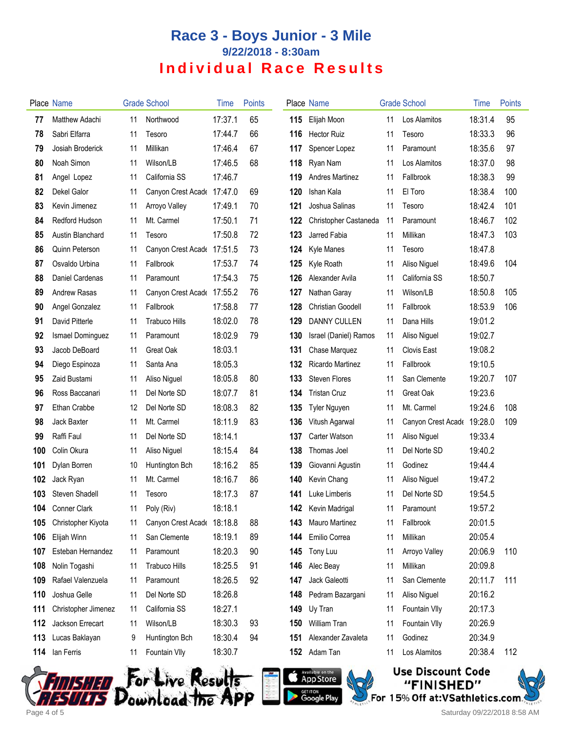# Race 3 - Boys Junior - 3 Mile

## 9/22/2018 - 8:30am

## Individual Race Results

| Place | Name | Grade | School | Time | Points |
|---|---|---|---|---|---|
| 77 | Matthew Adachi | 11 | Northwood | 17:37.1 | 65 |
| 78 | Sabri Elfarra | 11 | Tesoro | 17:44.7 | 66 |
| 79 | Josiah Broderick | 11 | Millikan | 17:46.4 | 67 |
| 80 | Noah Simon | 11 | Wilson/LB | 17:46.5 | 68 |
| 81 | Angel Lopez | 11 | California SS | 17:46.7 | |
| 82 | Dekel Galor | 11 | Canyon Crest Acade | 17:47.0 | 69 |
| 83 | Kevin Jimenez | 11 | Arroyo Valley | 17:49.1 | 70 |
| 84 | Redford Hudson | 11 | Mt. Carmel | 17:50.1 | 71 |
| 85 | Austin Blanchard | 11 | Tesoro | 17:50.8 | 72 |
| 86 | Quinn Peterson | 11 | Canyon Crest Acade | 17:51.5 | 73 |
| 87 | Osvaldo Urbina | 11 | Fallbrook | 17:53.7 | 74 |
| 88 | Daniel Cardenas | 11 | Paramount | 17:54.3 | 75 |
| 89 | Andrew Rasas | 11 | Canyon Crest Acade | 17:55.2 | 76 |
| 90 | Angel Gonzalez | 11 | Fallbrook | 17:58.8 | 77 |
| 91 | David Pitterle | 11 | Trabuco Hills | 18:02.0 | 78 |
| 92 | Ismael Dominguez | 11 | Paramount | 18:02.9 | 79 |
| 93 | Jacob DeBoard | 11 | Great Oak | 18:03.1 | |
| 94 | Diego Espinoza | 11 | Santa Ana | 18:05.3 | |
| 95 | Zaid Bustami | 11 | Aliso Niguel | 18:05.8 | 80 |
| 96 | Ross Baccanari | 11 | Del Norte SD | 18:07.7 | 81 |
| 97 | Ethan Crabbe | 12 | Del Norte SD | 18:08.3 | 82 |
| 98 | Jack Baxter | 11 | Mt. Carmel | 18:11.9 | 83 |
| 99 | Raffi Faul | 11 | Del Norte SD | 18:14.1 | |
| 100 | Colin Okura | 11 | Aliso Niguel | 18:15.4 | 84 |
| 101 | Dylan Borren | 10 | Huntington Bch | 18:16.2 | 85 |
| 102 | Jack Ryan | 11 | Mt. Carmel | 18:16.7 | 86 |
| 103 | Steven Shadell | 11 | Tesoro | 18:17.3 | 87 |
| 104 | Conner Clark | 11 | Poly (Riv) | 18:18.1 | |
| 105 | Christopher Kiyota | 11 | Canyon Crest Acade | 18:18.8 | 88 |
| 106 | Elijah Winn | 11 | San Clemente | 18:19.1 | 89 |
| 107 | Esteban Hernandez | 11 | Paramount | 18:20.3 | 90 |
| 108 | Nolin Togashi | 11 | Trabuco Hills | 18:25.5 | 91 |
| 109 | Rafael Valenzuela | 11 | Paramount | 18:26.5 | 92 |
| 110 | Joshua Gelle | 11 | Del Norte SD | 18:26.8 | |
| 111 | Christopher Jimenez | 11 | California SS | 18:27.1 | |
| 112 | Jackson Errecart | 11 | Wilson/LB | 18:30.3 | 93 |
| 113 | Lucas Baklayan | 9 | Huntington Bch | 18:30.4 | 94 |
| 114 | Ian Ferris | 11 | Fountain Vlly | 18:30.7 | |
| 115 | Elijah Moon | 11 | Los Alamitos | 18:31.4 | 95 |
| 116 | Hector Ruiz | 11 | Tesoro | 18:33.3 | 96 |
| 117 | Spencer Lopez | 11 | Paramount | 18:35.6 | 97 |
| 118 | Ryan Nam | 11 | Los Alamitos | 18:37.0 | 98 |
| 119 | Andres Martinez | 11 | Fallbrook | 18:38.3 | 99 |
| 120 | Ishan Kala | 11 | El Toro | 18:38.4 | 100 |
| 121 | Joshua Salinas | 11 | Tesoro | 18:42.4 | 101 |
| 122 | Christopher Castaneda | 11 | Paramount | 18:46.7 | 102 |
| 123 | Jarred Fabia | 11 | Millikan | 18:47.3 | 103 |
| 124 | Kyle Manes | 11 | Tesoro | 18:47.8 | |
| 125 | Kyle Roath | 11 | Aliso Niguel | 18:49.6 | 104 |
| 126 | Alexander Avila | 11 | California SS | 18:50.7 | |
| 127 | Nathan Garay | 11 | Wilson/LB | 18:50.8 | 105 |
| 128 | Christian Goodell | 11 | Fallbrook | 18:53.9 | 106 |
| 129 | DANNY CULLEN | 11 | Dana Hills | 19:01.2 | |
| 130 | Israel (Daniel) Ramos | 11 | Aliso Niguel | 19:02.7 | |
| 131 | Chase Marquez | 11 | Clovis East | 19:08.2 | |
| 132 | Ricardo Martinez | 11 | Fallbrook | 19:10.5 | |
| 133 | Steven Flores | 11 | San Clemente | 19:20.7 | 107 |
| 134 | Tristan Cruz | 11 | Great Oak | 19:23.6 | |
| 135 | Tyler Nguyen | 11 | Mt. Carmel | 19:24.6 | 108 |
| 136 | Vitush Agarwal | 11 | Canyon Crest Acade | 19:28.0 | 109 |
| 137 | Carter Watson | 11 | Aliso Niguel | 19:33.4 | |
| 138 | Thomas Joel | 11 | Del Norte SD | 19:40.2 | |
| 139 | Giovanni Agustin | 11 | Godinez | 19:44.4 | |
| 140 | Kevin Chang | 11 | Aliso Niguel | 19:47.2 | |
| 141 | Luke Limberis | 11 | Del Norte SD | 19:54.5 | |
| 142 | Kevin Madrigal | 11 | Paramount | 19:57.2 | |
| 143 | Mauro Martinez | 11 | Fallbrook | 20:01.5 | |
| 144 | Emilio Correa | 11 | Millikan | 20:05.4 | |
| 145 | Tony Luu | 11 | Arroyo Valley | 20:06.9 | 110 |
| 146 | Alec Beay | 11 | Millikan | 20:09.8 | |
| 147 | Jack Galeotti | 11 | San Clemente | 20:11.7 | 111 |
| 148 | Pedram Bazargani | 11 | Aliso Niguel | 20:16.2 | |
| 149 | Uy Tran | 11 | Fountain Vlly | 20:17.3 | |
| 150 | William Tran | 11 | Fountain Vlly | 20:26.9 | |
| 151 | Alexander Zavaleta | 11 | Godinez | 20:34.9 | |
| 152 | Adam Tan | 11 | Los Alamitos | 20:38.4 | 112 |

Finished Results — For Live Results Download the App — Available on the App Store / Get it on Google Play

Use Discount Code "FINISHED" For 15% Off at:VSathletics.com

Saturday 09/22/2018 8:58 AM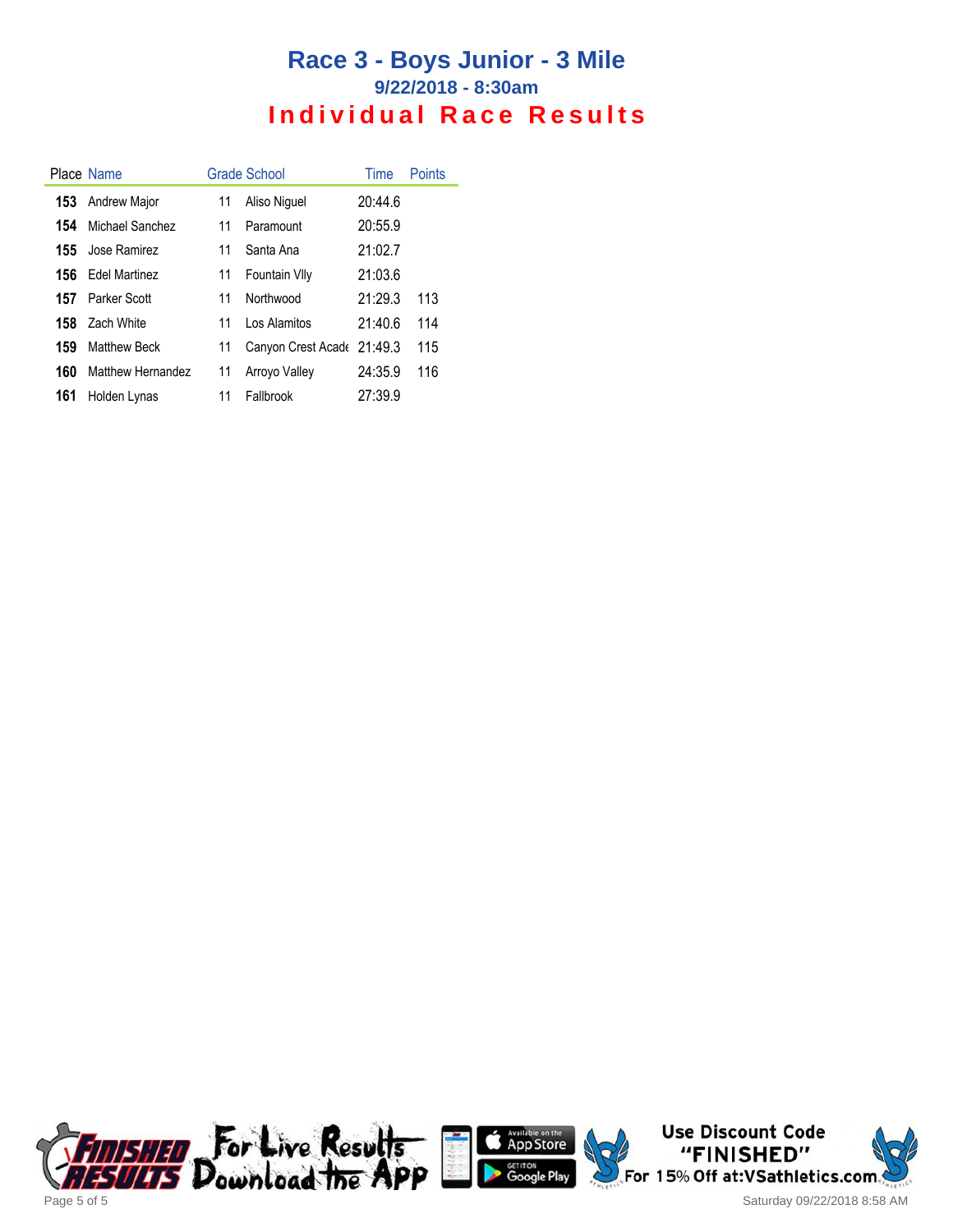# Race 3 - Boys Junior - 3 Mile

### 9/22/2018 - 8:30am

## Individual Race Results

| Place | Name | Grade | School | Time | Points |
|---|---|---|---|---|---|
| **153** | Andrew Major | 11 | Aliso Niguel | 20:44.6 | |
| **154** | Michael Sanchez | 11 | Paramount | 20:55.9 | |
| **155** | Jose Ramirez | 11 | Santa Ana | 21:02.7 | |
| **156** | Edel Martinez | 11 | Fountain Vlly | 21:03.6 | |
| **157** | Parker Scott | 11 | Northwood | 21:29.3 | 113 |
| **158** | Zach White | 11 | Los Alamitos | 21:40.6 | 114 |
| **159** | Matthew Beck | 11 | Canyon Crest Acade | 21:49.3 | 115 |
| **160** | Matthew Hernandez | 11 | Arroyo Valley | 24:35.9 | 116 |
| **161** | Holden Lynas | 11 | Fallbrook | 27:39.9 | |

FINISHED RESULTS For Live Results Download the APP

Available on the App Store

GET IT ON Google Play

Use Discount Code "FINISHED" For 15% Off at:VSathletics.com

Saturday 09/22/2018 8:58 AM